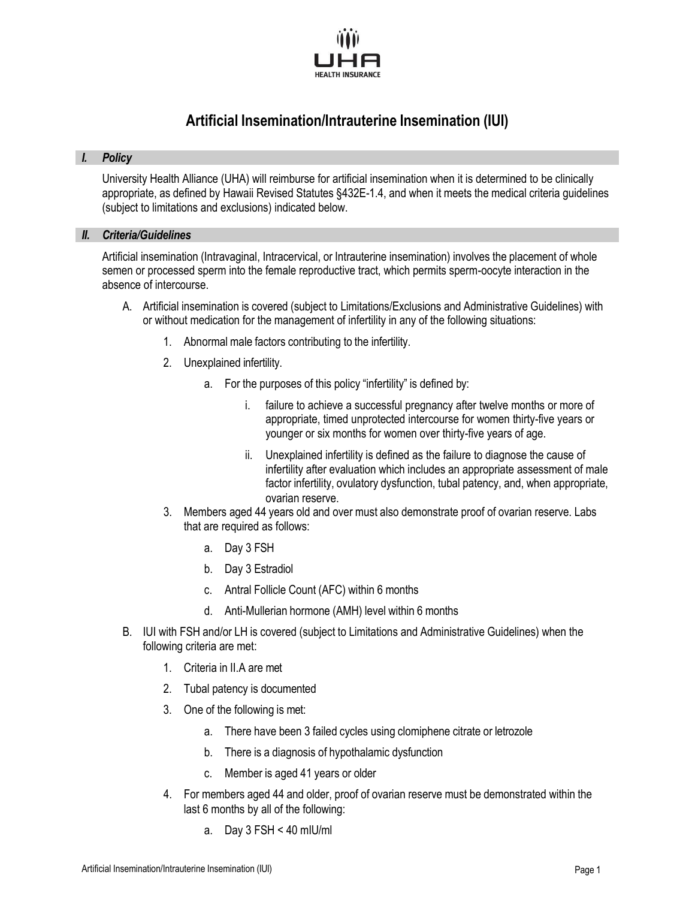# Artificial Insemination/Intrauterine Insemination (IUI)

## *I. Policy*

University Health Alliance (UHA) will reimburse for artificial insemination when it is determined to be clinically appropriate, as defined by Hawaii Revised Statutes §432E-1.4, and when it meets the medical criteria guidelines (subject to limitations and exclusions) indicated below.

## *II. Criteria/Guidelines*

Artificial insemination (Intravaginal, Intracervical, or Intrauterine insemination) involves the placement of whole semen or processed sperm into the female reproductive tract, which permits sperm-oocyte interaction in the absence of intercourse.

A. Artificial insemination is covered (subject to Limitations/Exclusions and Administrative Guidelines) with or without medication for the management of infertility in any of the following situations:

   1. Abnormal male factors contributing to the infertility.
   2. Unexplained infertility.
      a. For the purposes of this policy "infertility" is defined by:
         i. failure to achieve a successful pregnancy after twelve months or more of appropriate, timed unprotected intercourse for women thirty-five years or younger or six months for women over thirty-five years of age.
         ii. Unexplained infertility is defined as the failure to diagnose the cause of infertility after evaluation which includes an appropriate assessment of male factor infertility, ovulatory dysfunction, tubal patency, and, when appropriate, ovarian reserve.
   3. Members aged 44 years old and over must also demonstrate proof of ovarian reserve. Labs that are required as follows:
      a. Day 3 FSH
      b. Day 3 Estradiol
      c. Antral Follicle Count (AFC) within 6 months
      d. Anti-Mullerian hormone (AMH) level within 6 months

B. IUI with FSH and/or LH is covered (subject to Limitations and Administrative Guidelines) when the following criteria are met:

   1. Criteria in II.A are met
   2. Tubal patency is documented
   3. One of the following is met:
      a. There have been 3 failed cycles using clomiphene citrate or letrozole
      b. There is a diagnosis of hypothalamic dysfunction
      c. Member is aged 41 years or older
   4. For members aged 44 and older, proof of ovarian reserve must be demonstrated within the last 6 months by all of the following:
      a. Day 3 FSH < 40 mIU/ml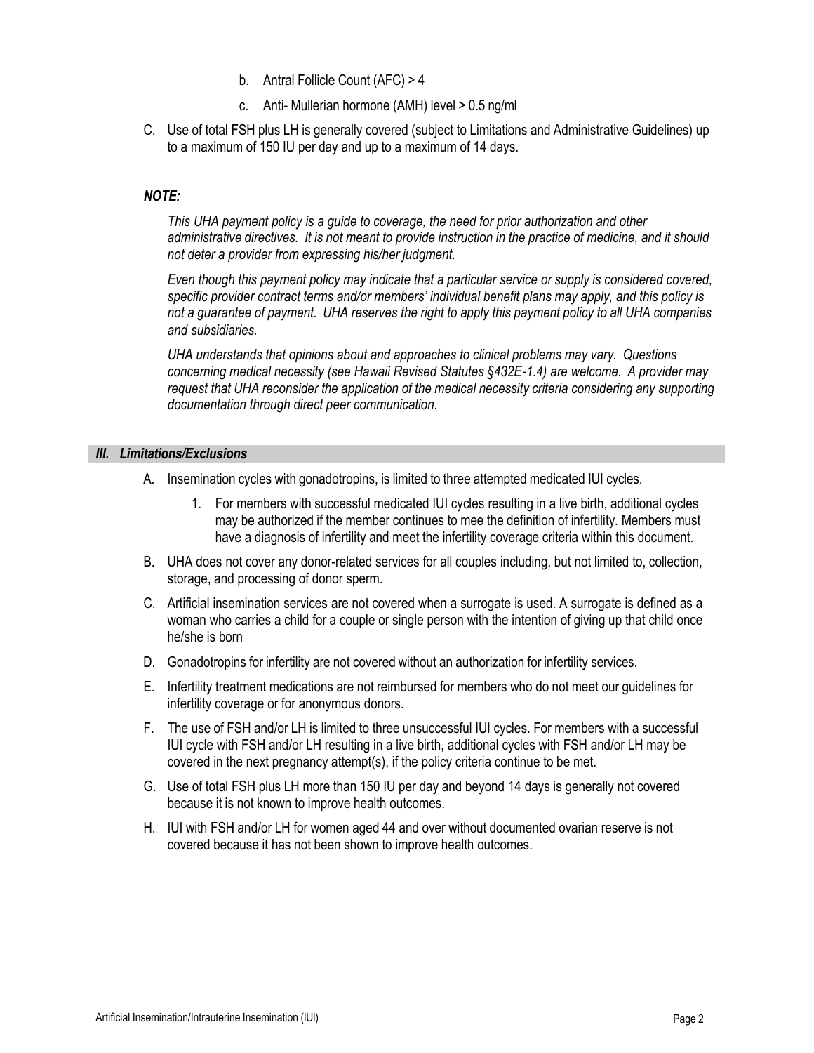b. Antral Follicle Count (AFC) > 4

   c. Anti- Mullerian hormone (AMH) level > 0.5 ng/ml

C. Use of total FSH plus LH is generally covered (subject to Limitations and Administrative Guidelines) up to a maximum of 150 IU per day and up to a maximum of 14 days.

***NOTE:***

*This UHA payment policy is a guide to coverage, the need for prior authorization and other administrative directives. It is not meant to provide instruction in the practice of medicine, and it should not deter a provider from expressing his/her judgment.*

*Even though this payment policy may indicate that a particular service or supply is considered covered, specific provider contract terms and/or members' individual benefit plans may apply, and this policy is not a guarantee of payment. UHA reserves the right to apply this payment policy to all UHA companies and subsidiaries.*

*UHA understands that opinions about and approaches to clinical problems may vary. Questions concerning medical necessity (see Hawaii Revised Statutes §432E-1.4) are welcome. A provider may request that UHA reconsider the application of the medical necessity criteria considering any supporting documentation through direct peer communication.*

## *III. Limitations/Exclusions*

A. Insemination cycles with gonadotropins, is limited to three attempted medicated IUI cycles.

   1. For members with successful medicated IUI cycles resulting in a live birth, additional cycles may be authorized if the member continues to mee the definition of infertility. Members must have a diagnosis of infertility and meet the infertility coverage criteria within this document.

B. UHA does not cover any donor-related services for all couples including, but not limited to, collection, storage, and processing of donor sperm.

C. Artificial insemination services are not covered when a surrogate is used. A surrogate is defined as a woman who carries a child for a couple or single person with the intention of giving up that child once he/she is born

D. Gonadotropins for infertility are not covered without an authorization for infertility services.

E. Infertility treatment medications are not reimbursed for members who do not meet our guidelines for infertility coverage or for anonymous donors.

F. The use of FSH and/or LH is limited to three unsuccessful IUI cycles. For members with a successful IUI cycle with FSH and/or LH resulting in a live birth, additional cycles with FSH and/or LH may be covered in the next pregnancy attempt(s), if the policy criteria continue to be met.

G. Use of total FSH plus LH more than 150 IU per day and beyond 14 days is generally not covered because it is not known to improve health outcomes.

H. IUI with FSH and/or LH for women aged 44 and over without documented ovarian reserve is not covered because it has not been shown to improve health outcomes.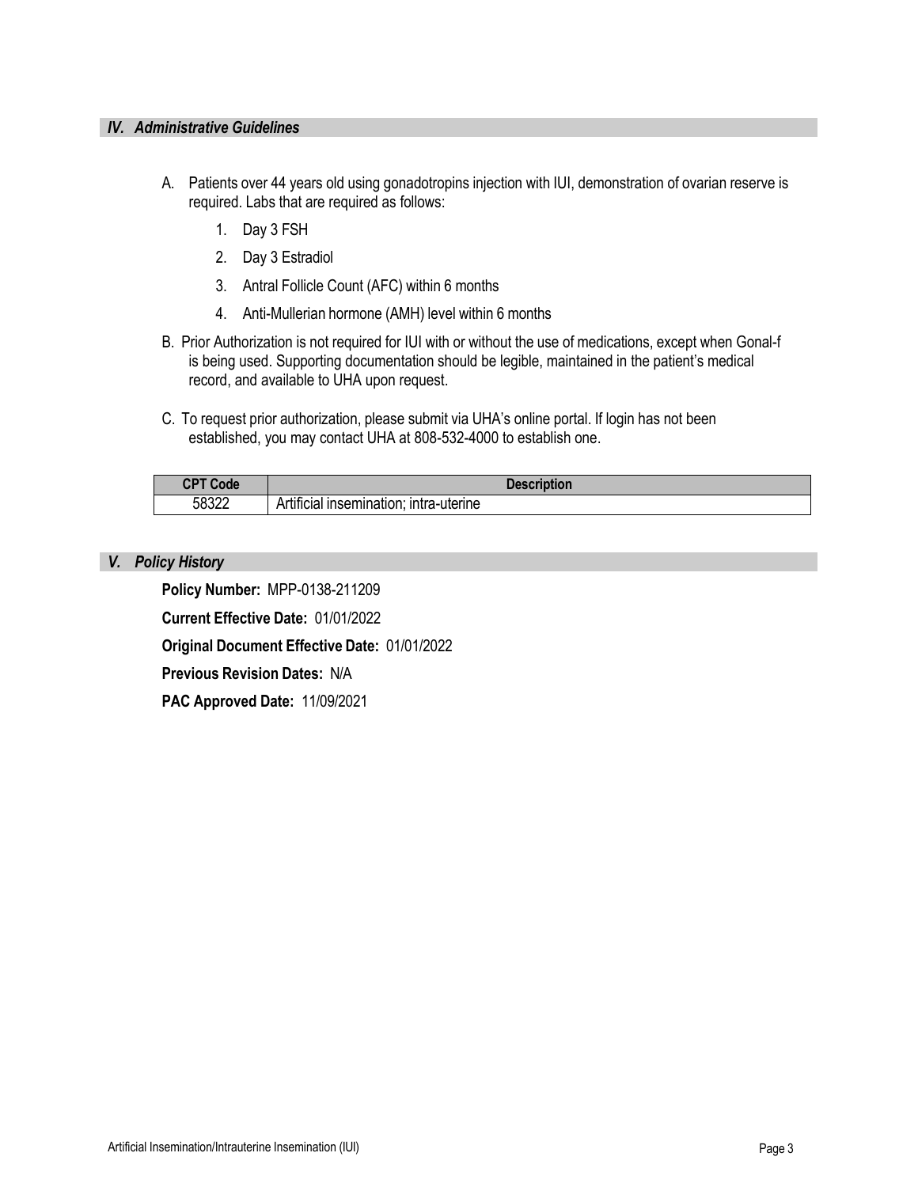## *IV. Administrative Guidelines*

A. Patients over 44 years old using gonadotropins injection with IUI, demonstration of ovarian reserve is required. Labs that are required as follows:

1. Day 3 FSH
2. Day 3 Estradiol
3. Antral Follicle Count (AFC) within 6 months
4. Anti-Mullerian hormone (AMH) level within 6 months

B. Prior Authorization is not required for IUI with or without the use of medications, except when Gonal-f is being used. Supporting documentation should be legible, maintained in the patient's medical record, and available to UHA upon request.

C. To request prior authorization, please submit via UHA's online portal. If login has not been established, you may contact UHA at 808-532-4000 to establish one.

| CPT Code | Description |
|---|---|
| 58322 | Artificial insemination; intra-uterine |

## *V. Policy History*

**Policy Number:** MPP-0138-211209

**Current Effective Date:** 01/01/2022

**Original Document Effective Date:** 01/01/2022

**Previous Revision Dates:** N/A

**PAC Approved Date:** 11/09/2021